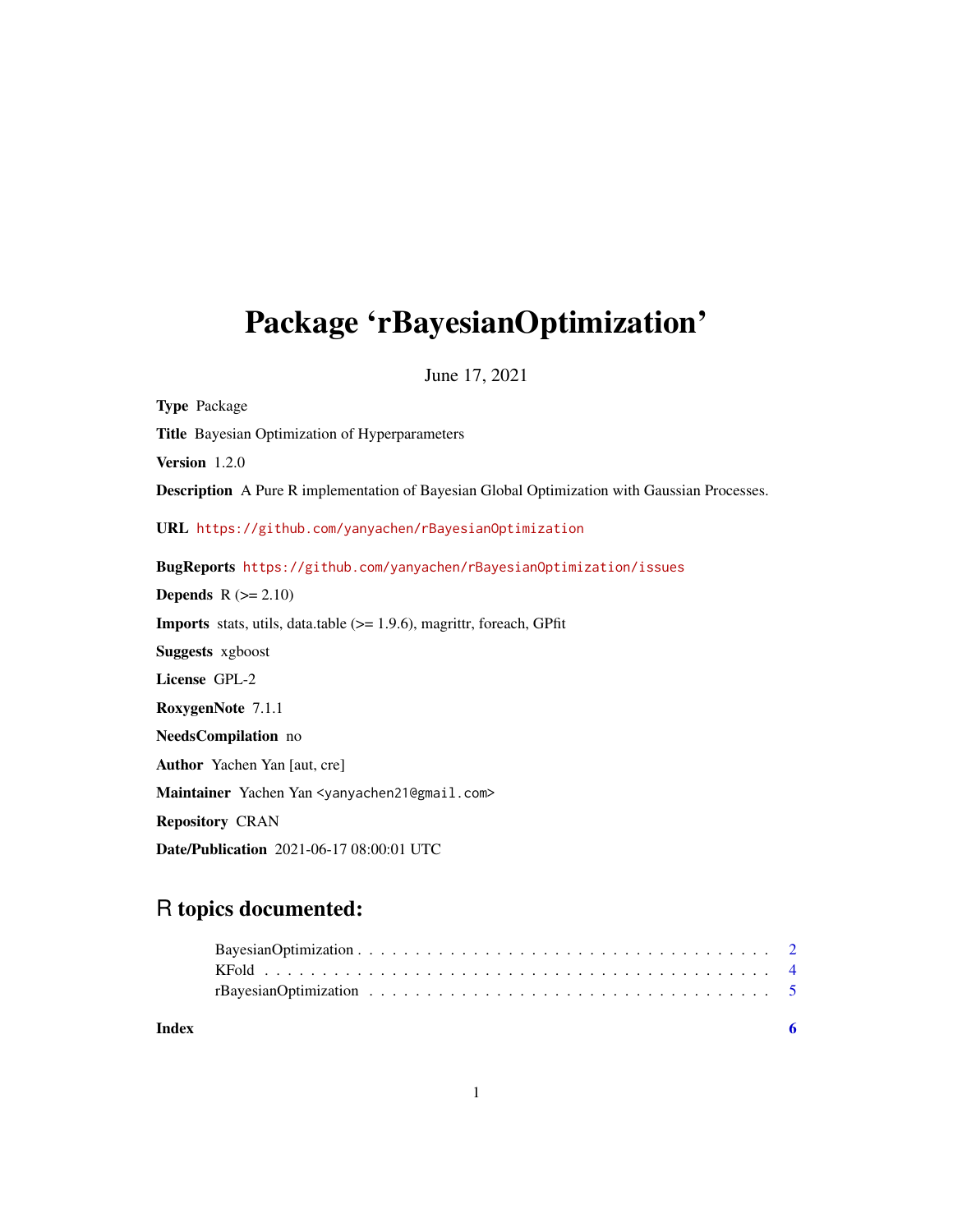# Package 'rBayesianOptimization'

June 17, 2021

**Type** Package

**Title** Bayesian Optimization of Hyperparameters

**Version** 1.2.0

**Description** A Pure R implementation of Bayesian Global Optimization with Gaussian Processes.

**URL** https://github.com/yanyachen/rBayesianOptimization

**BugReports** https://github.com/yanyachen/rBayesianOptimization/issues

**Depends** R (>= 2.10)

**Imports** stats, utils, data.table (>= 1.9.6), magrittr, foreach, GPfit

**Suggests** xgboost

**License** GPL-2

**RoxygenNote** 7.1.1

**NeedsCompilation** no

**Author** Yachen Yan [aut, cre]

**Maintainer** Yachen Yan <yanyachen21@gmail.com>

**Repository** CRAN

**Date/Publication** 2021-06-17 08:00:01 UTC

## R topics documented:

- BayesianOptimization . . . . . . . . . . . . . . . . . . . . . . . . . . . . . . . . . . . . 2
- KFold . . . . . . . . . . . . . . . . . . . . . . . . . . . . . . . . . . . . . . . . . . . . 4
- rBayesianOptimization . . . . . . . . . . . . . . . . . . . . . . . . . . . . . . . . . . . 5

**Index** 6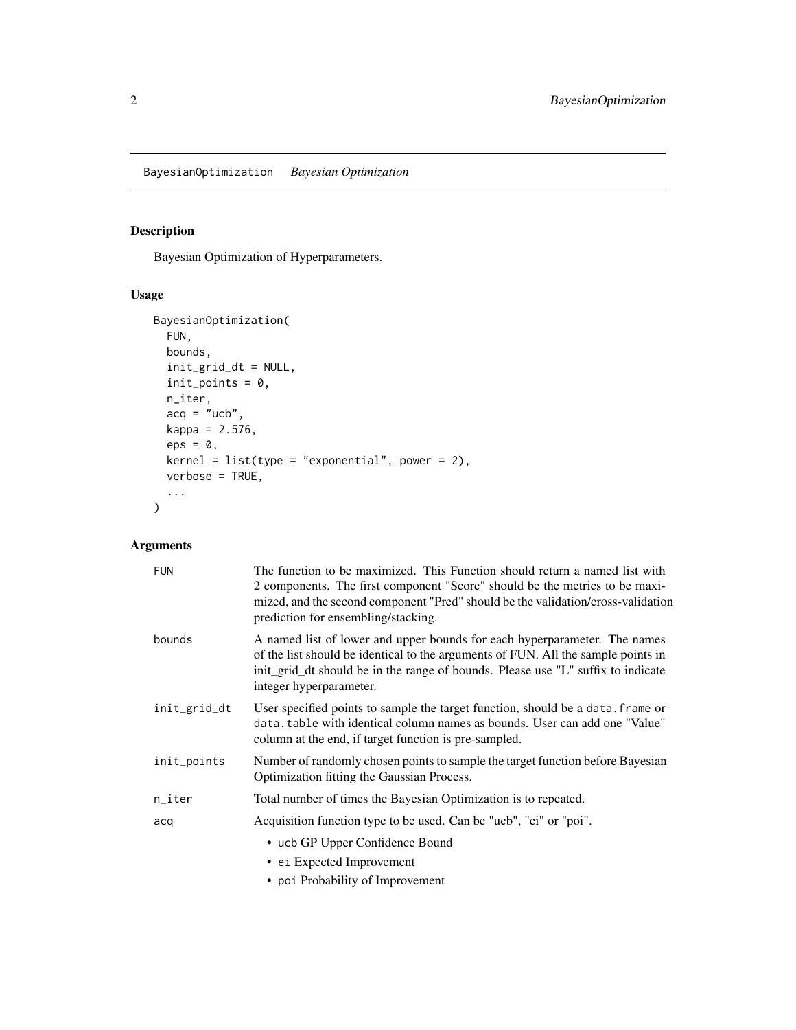BayesianOptimization *Bayesian Optimization*

## Description

Bayesian Optimization of Hyperparameters.

## Usage

```
BayesianOptimization(
  FUN,
  bounds,
  init_grid_dt = NULL,
  init_points = 0,
  n_iter,
  acq = "ucb",
  kappa = 2.576,
  eps = 0,
  kernel = list(type = "exponential", power = 2),
  verbose = TRUE,
  ...
)
```

## Arguments

| | |
|---|---|
| FUN | The function to be maximized. This Function should return a named list with 2 components. The first component "Score" should be the metrics to be maximized, and the second component "Pred" should be the validation/cross-validation prediction for ensembling/stacking. |
| bounds | A named list of lower and upper bounds for each hyperparameter. The names of the list should be identical to the arguments of FUN. All the sample points in init_grid_dt should be in the range of bounds. Please use "L" suffix to indicate integer hyperparameter. |
| init_grid_dt | User specified points to sample the target function, should be a data.frame or data.table with identical column names as bounds. User can add one "Value" column at the end, if target function is pre-sampled. |
| init_points | Number of randomly chosen points to sample the target function before Bayesian Optimization fitting the Gaussian Process. |
| n_iter | Total number of times the Bayesian Optimization is to repeated. |
| acq | Acquisition function type to be used. Can be "ucb", "ei" or "poi".<br>• ucb GP Upper Confidence Bound<br>• ei Expected Improvement<br>• poi Probability of Improvement |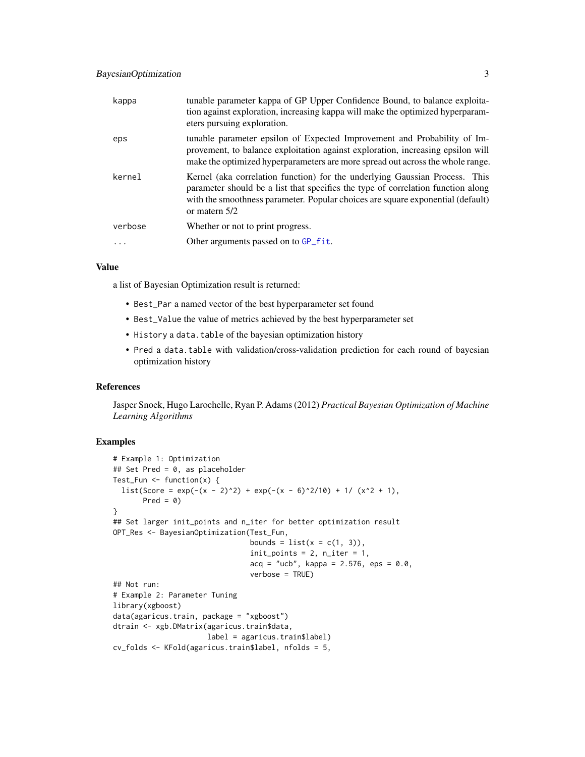| | |
|---|---|
| `kappa` | tunable parameter kappa of GP Upper Confidence Bound, to balance exploitation against exploration, increasing kappa will make the optimized hyperparameters pursuing exploration. |
| `eps` | tunable parameter epsilon of Expected Improvement and Probability of Improvement, to balance exploitation against exploration, increasing epsilon will make the optimized hyperparameters are more spread out across the whole range. |
| `kernel` | Kernel (aka correlation function) for the underlying Gaussian Process. This parameter should be a list that specifies the type of correlation function along with the smoothness parameter. Popular choices are square exponential (default) or matern 5/2 |
| `verbose` | Whether or not to print progress. |
| `...` | Other arguments passed on to `GP_fit`. |

### Value

a list of Bayesian Optimization result is returned:

- `Best_Par` a named vector of the best hyperparameter set found
- `Best_Value` the value of metrics achieved by the best hyperparameter set
- `History` a `data.table` of the bayesian optimization history
- `Pred` a `data.table` with validation/cross-validation prediction for each round of bayesian optimization history

### References

Jasper Snoek, Hugo Larochelle, Ryan P. Adams (2012) *Practical Bayesian Optimization of Machine Learning Algorithms*

### Examples

```
# Example 1: Optimization
## Set Pred = 0, as placeholder
Test_Fun <- function(x) {
  list(Score = exp(-(x - 2)^2) + exp(-(x - 6)^2/10) + 1/ (x^2 + 1),
       Pred = 0)
}
## Set larger init_points and n_iter for better optimization result
OPT_Res <- BayesianOptimization(Test_Fun,
                                bounds = list(x = c(1, 3)),
                                init_points = 2, n_iter = 1,
                                acq = "ucb", kappa = 2.576, eps = 0.0,
                                verbose = TRUE)
## Not run:
# Example 2: Parameter Tuning
library(xgboost)
data(agaricus.train, package = "xgboost")
dtrain <- xgb.DMatrix(agaricus.train$data,
                      label = agaricus.train$label)
cv_folds <- KFold(agaricus.train$label, nfolds = 5,
```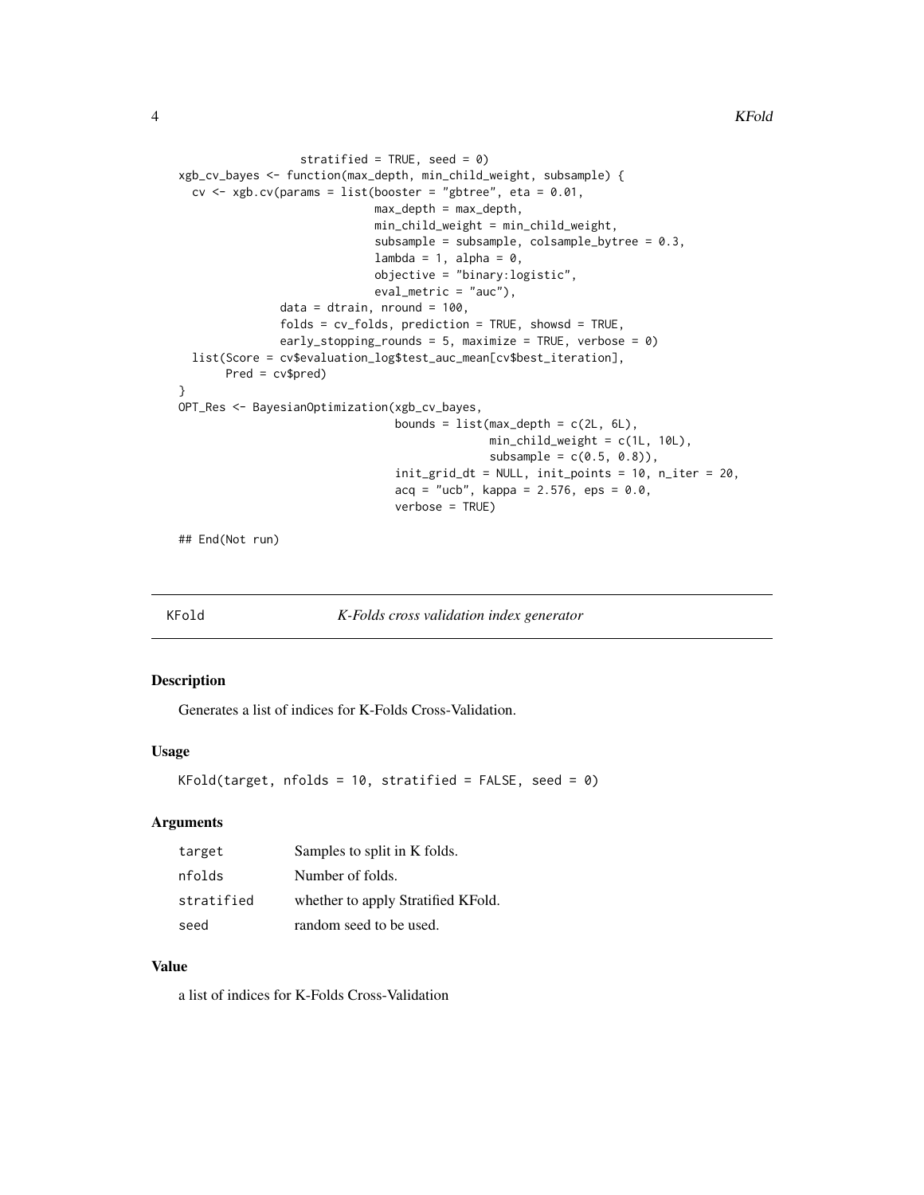```
                  stratified = TRUE, seed = 0)
xgb_cv_bayes <- function(max_depth, min_child_weight, subsample) {
  cv <- xgb.cv(params = list(booster = "gbtree", eta = 0.01,
                             max_depth = max_depth,
                             min_child_weight = min_child_weight,
                             subsample = subsample, colsample_bytree = 0.3,
                             lambda = 1, alpha = 0,
                             objective = "binary:logistic",
                             eval_metric = "auc"),
               data = dtrain, nround = 100,
               folds = cv_folds, prediction = TRUE, showsd = TRUE,
               early_stopping_rounds = 5, maximize = TRUE, verbose = 0)
  list(Score = cv$evaluation_log$test_auc_mean[cv$best_iteration],
       Pred = cv$pred)
}
OPT_Res <- BayesianOptimization(xgb_cv_bayes,
                                bounds = list(max_depth = c(2L, 6L),
                                              min_child_weight = c(1L, 10L),
                                              subsample = c(0.5, 0.8)),
                                init_grid_dt = NULL, init_points = 10, n_iter = 20,
                                acq = "ucb", kappa = 2.576, eps = 0.0,
                                verbose = TRUE)

## End(Not run)
```

## KFold — *K-Folds cross validation index generator*

### Description

Generates a list of indices for K-Folds Cross-Validation.

### Usage

```
KFold(target, nfolds = 10, stratified = FALSE, seed = 0)
```

### Arguments

| | |
|---|---|
| target | Samples to split in K folds. |
| nfolds | Number of folds. |
| stratified | whether to apply Stratified KFold. |
| seed | random seed to be used. |

### Value

a list of indices for K-Folds Cross-Validation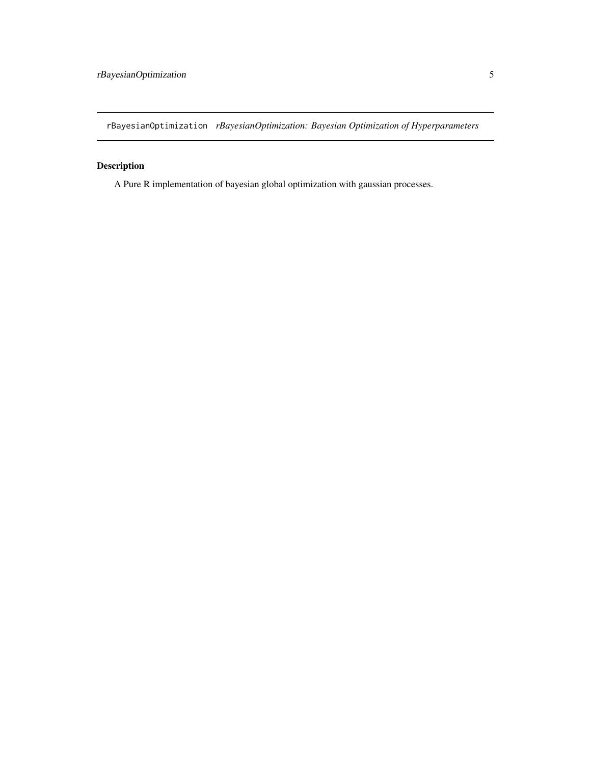## rBayesianOptimization *rBayesianOptimization: Bayesian Optimization of Hyperparameters*

### Description

A Pure R implementation of bayesian global optimization with gaussian processes.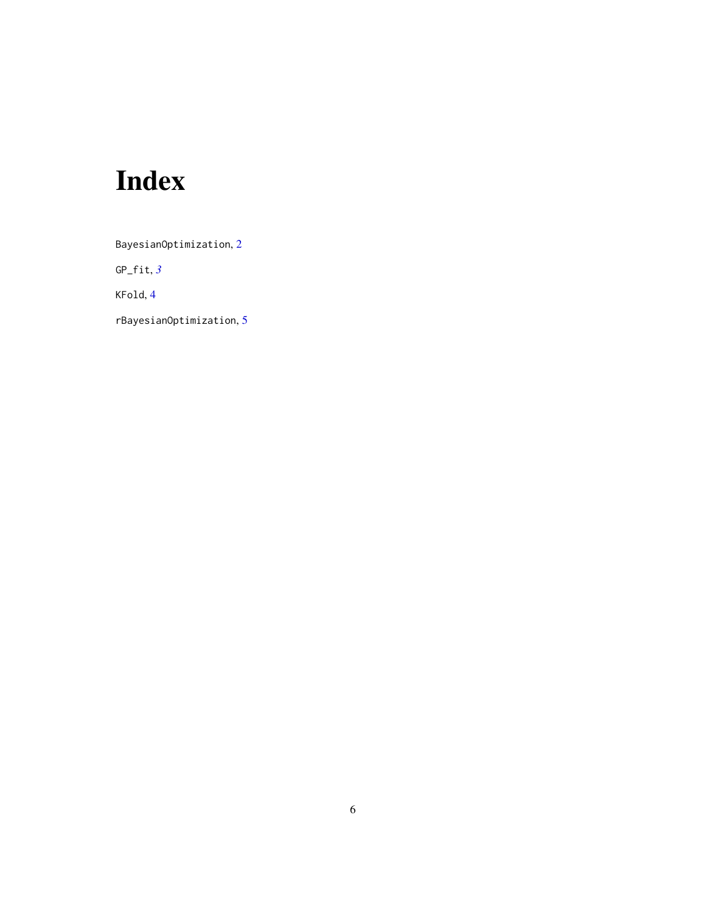# Index

BayesianOptimization, 2

GP_fit, *3*

KFold, 4

rBayesianOptimization, 5